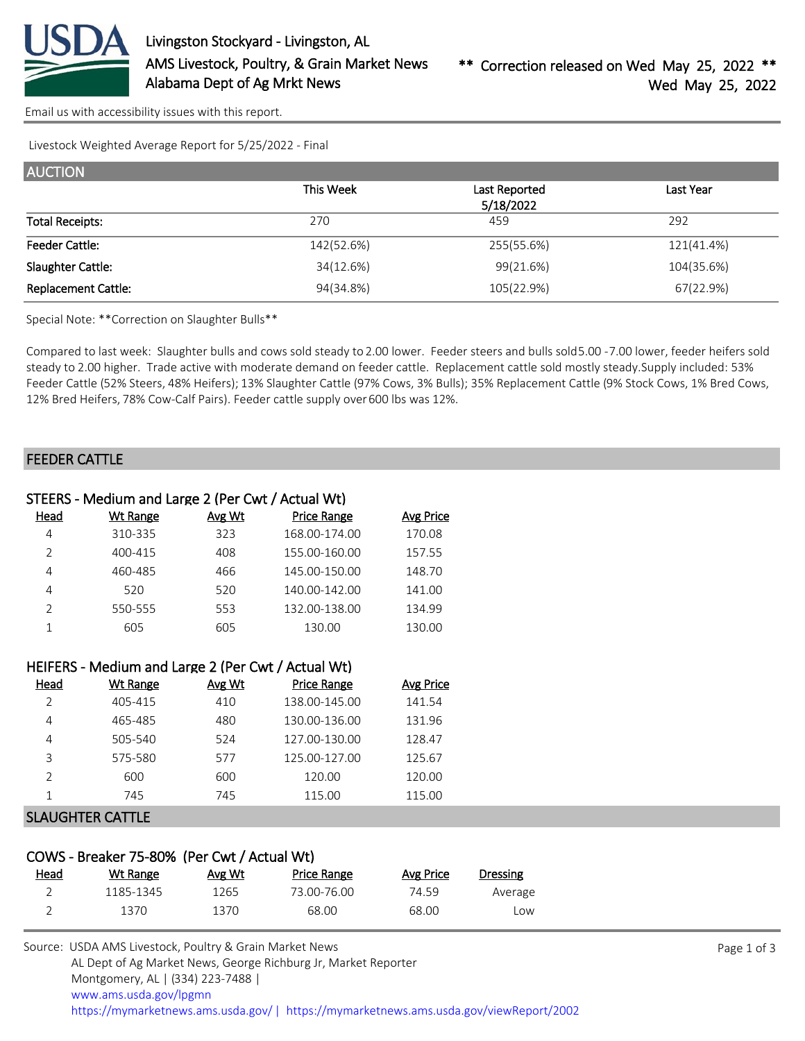Livingston Stockyard - Livingston, AL
AMS Livestock, Poultry, & Grain Market News
Alabama Dept of Ag Mrkt News

** Correction released on Wed May 25, 2022 **
Wed May 25, 2022

Email us with accessibility issues with this report.

Livestock Weighted Average Report for 5/25/2022 - Final

## AUCTION

| | This Week | Last Reported 5/18/2022 | Last Year |
|---|---|---|---|
| Total Receipts: | 270 | 459 | 292 |
| Feeder Cattle: | 142(52.6%) | 255(55.6%) | 121(41.4%) |
| Slaughter Cattle: | 34(12.6%) | 99(21.6%) | 104(35.6%) |
| Replacement Cattle: | 94(34.8%) | 105(22.9%) | 67(22.9%) |

Special Note: **Correction on Slaughter Bulls**

Compared to last week: Slaughter bulls and cows sold steady to 2.00 lower. Feeder steers and bulls sold 5.00 -7.00 lower, feeder heifers sold steady to 2.00 higher. Trade active with moderate demand on feeder cattle. Replacement cattle sold mostly steady. Supply included: 53% Feeder Cattle (52% Steers, 48% Heifers); 13% Slaughter Cattle (97% Cows, 3% Bulls); 35% Replacement Cattle (9% Stock Cows, 1% Bred Cows, 12% Bred Heifers, 78% Cow-Calf Pairs). Feeder cattle supply over 600 lbs was 12%.

## FEEDER CATTLE

### STEERS - Medium and Large 2 (Per Cwt / Actual Wt)

| Head | Wt Range | Avg Wt | Price Range | Avg Price |
|---|---|---|---|---|
| 4 | 310-335 | 323 | 168.00-174.00 | 170.08 |
| 2 | 400-415 | 408 | 155.00-160.00 | 157.55 |
| 4 | 460-485 | 466 | 145.00-150.00 | 148.70 |
| 4 | 520 | 520 | 140.00-142.00 | 141.00 |
| 2 | 550-555 | 553 | 132.00-138.00 | 134.99 |
| 1 | 605 | 605 | 130.00 | 130.00 |

### HEIFERS - Medium and Large 2 (Per Cwt / Actual Wt)

| Head | Wt Range | Avg Wt | Price Range | Avg Price |
|---|---|---|---|---|
| 2 | 405-415 | 410 | 138.00-145.00 | 141.54 |
| 4 | 465-485 | 480 | 130.00-136.00 | 131.96 |
| 4 | 505-540 | 524 | 127.00-130.00 | 128.47 |
| 3 | 575-580 | 577 | 125.00-127.00 | 125.67 |
| 2 | 600 | 600 | 120.00 | 120.00 |
| 1 | 745 | 745 | 115.00 | 115.00 |

## SLAUGHTER CATTLE

### COWS - Breaker 75-80% (Per Cwt / Actual Wt)

| Head | Wt Range | Avg Wt | Price Range | Avg Price | Dressing |
|---|---|---|---|---|---|
| 2 | 1185-1345 | 1265 | 73.00-76.00 | 74.59 | Average |
| 2 | 1370 | 1370 | 68.00 | 68.00 | Low |

Source: USDA AMS Livestock, Poultry & Grain Market News
AL Dept of Ag Market News, George Richburg Jr, Market Reporter
Montgomery, AL | (334) 223-7488 |
www.ams.usda.gov/lpgmn
https://mymarketnews.ams.usda.gov/ | https://mymarketnews.ams.usda.gov/viewReport/2002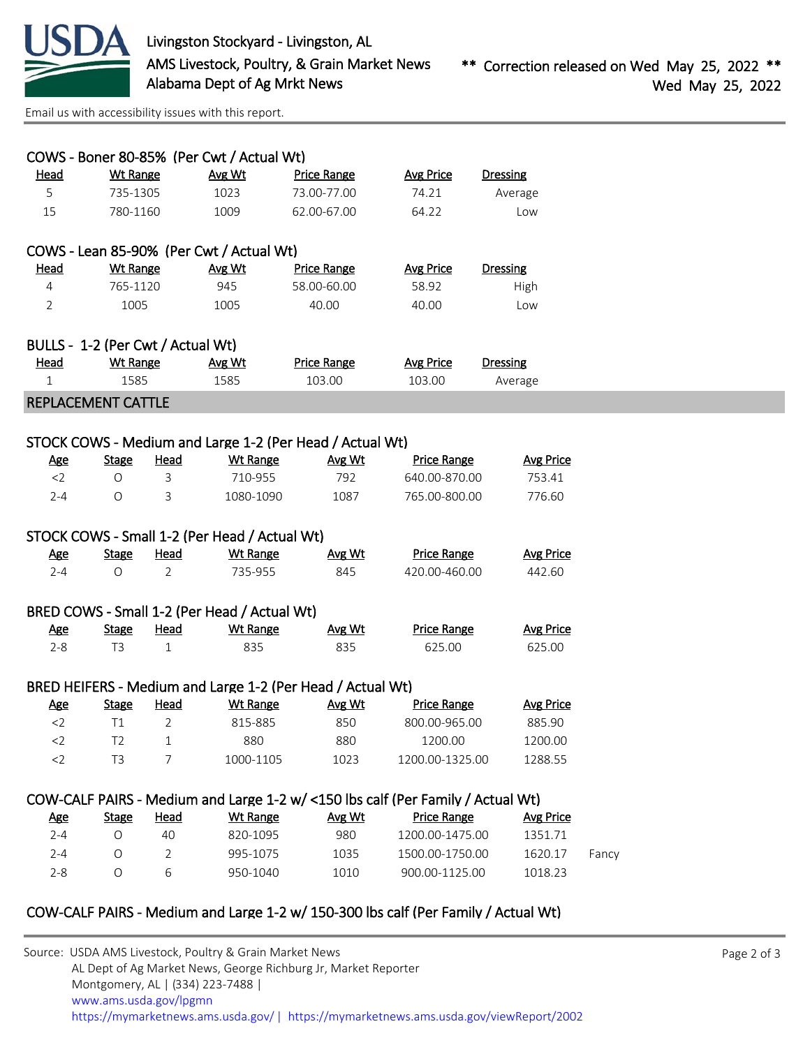### COWS - Boner 80-85% (Per Cwt / Actual Wt)

| Head | Wt Range | Avg Wt | Price Range | Avg Price | Dressing |
|---|---|---|---|---|---|
| 5 | 735-1305 | 1023 | 73.00-77.00 | 74.21 | Average |
| 15 | 780-1160 | 1009 | 62.00-67.00 | 64.22 | Low |

### COWS - Lean 85-90% (Per Cwt / Actual Wt)

| Head | Wt Range | Avg Wt | Price Range | Avg Price | Dressing |
|---|---|---|---|---|---|
| 4 | 765-1120 | 945 | 58.00-60.00 | 58.92 | High |
| 2 | 1005 | 1005 | 40.00 | 40.00 | Low |

### BULLS - 1-2 (Per Cwt / Actual Wt)

| Head | Wt Range | Avg Wt | Price Range | Avg Price | Dressing |
|---|---|---|---|---|---|
| 1 | 1585 | 1585 | 103.00 | 103.00 | Average |

## REPLACEMENT CATTLE

### STOCK COWS - Medium and Large 1-2 (Per Head / Actual Wt)

| Age | Stage | Head | Wt Range | Avg Wt | Price Range | Avg Price |
|---|---|---|---|---|---|---|
| <2 | O | 3 | 710-955 | 792 | 640.00-870.00 | 753.41 |
| 2-4 | O | 3 | 1080-1090 | 1087 | 765.00-800.00 | 776.60 |

### STOCK COWS - Small 1-2 (Per Head / Actual Wt)

| Age | Stage | Head | Wt Range | Avg Wt | Price Range | Avg Price |
|---|---|---|---|---|---|---|
| 2-4 | O | 2 | 735-955 | 845 | 420.00-460.00 | 442.60 |

### BRED COWS - Small 1-2 (Per Head / Actual Wt)

| Age | Stage | Head | Wt Range | Avg Wt | Price Range | Avg Price |
|---|---|---|---|---|---|---|
| 2-8 | T3 | 1 | 835 | 835 | 625.00 | 625.00 |

### BRED HEIFERS - Medium and Large 1-2 (Per Head / Actual Wt)

| Age | Stage | Head | Wt Range | Avg Wt | Price Range | Avg Price |
|---|---|---|---|---|---|---|
| <2 | T1 | 2 | 815-885 | 850 | 800.00-965.00 | 885.90 |
| <2 | T2 | 1 | 880 | 880 | 1200.00 | 1200.00 |
| <2 | T3 | 7 | 1000-1105 | 1023 | 1200.00-1325.00 | 1288.55 |

### COW-CALF PAIRS - Medium and Large 1-2 w/ <150 lbs calf (Per Family / Actual Wt)

| Age | Stage | Head | Wt Range | Avg Wt | Price Range | Avg Price | |
|---|---|---|---|---|---|---|---|
| 2-4 | O | 40 | 820-1095 | 980 | 1200.00-1475.00 | 1351.71 | |
| 2-4 | O | 2 | 995-1075 | 1035 | 1500.00-1750.00 | 1620.17 | Fancy |
| 2-8 | O | 6 | 950-1040 | 1010 | 900.00-1125.00 | 1018.23 | |

### COW-CALF PAIRS - Medium and Large 1-2 w/ 150-300 lbs calf (Per Family / Actual Wt)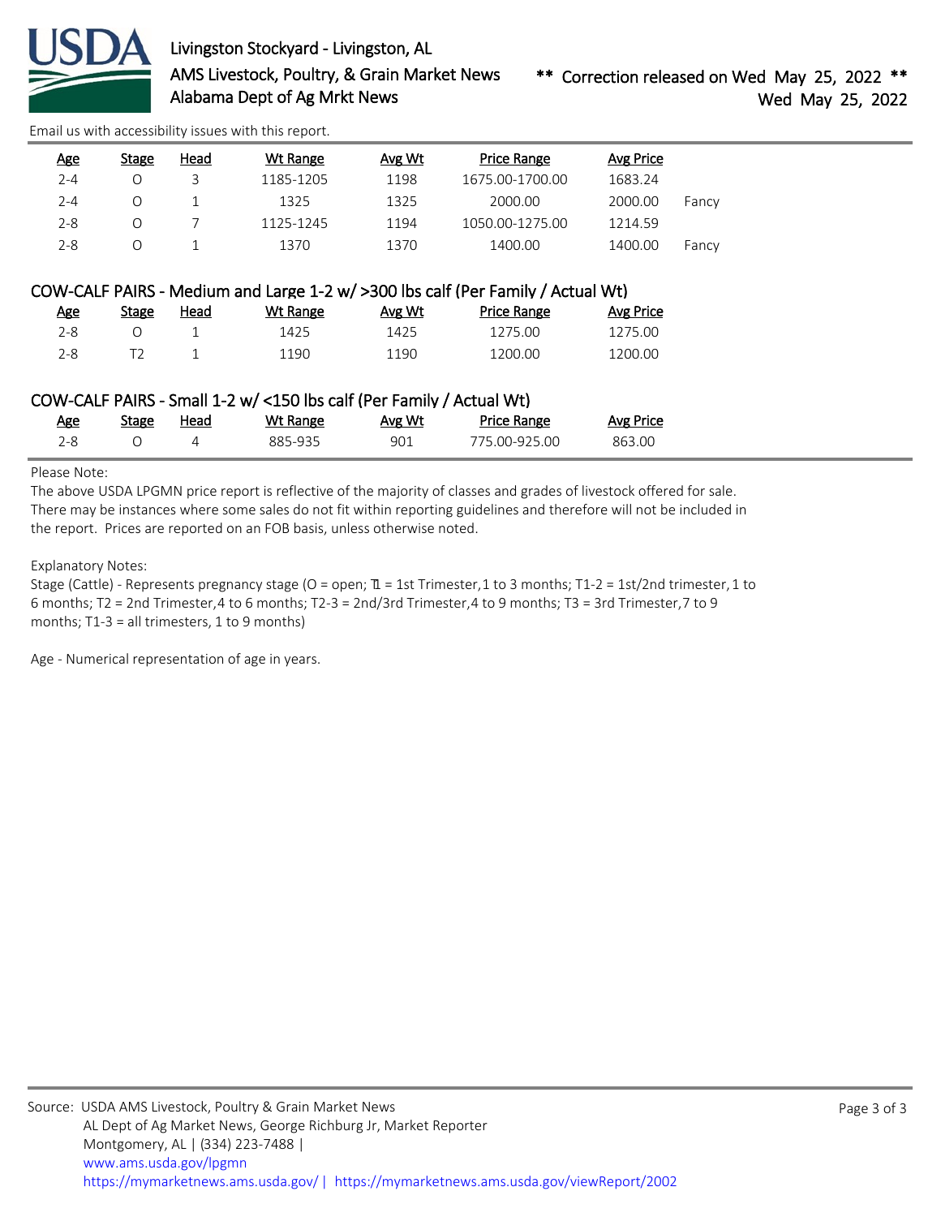| Age | Stage | Head | Wt Range | Avg Wt | Price Range | Avg Price | |
|---|---|---|---|---|---|---|---|
| 2-4 | O | 3 | 1185-1205 | 1198 | 1675.00-1700.00 | 1683.24 | |
| 2-4 | O | 1 | 1325 | 1325 | 2000.00 | 2000.00 | Fancy |
| 2-8 | O | 7 | 1125-1245 | 1194 | 1050.00-1275.00 | 1214.59 | |
| 2-8 | O | 1 | 1370 | 1370 | 1400.00 | 1400.00 | Fancy |

## COW-CALF PAIRS - Medium and Large 1-2 w/ >300 lbs calf (Per Family / Actual Wt)

| Age | Stage | Head | Wt Range | Avg Wt | Price Range | Avg Price |
|---|---|---|---|---|---|---|
| 2-8 | O | 1 | 1425 | 1425 | 1275.00 | 1275.00 |
| 2-8 | T2 | 1 | 1190 | 1190 | 1200.00 | 1200.00 |

## COW-CALF PAIRS - Small 1-2 w/ <150 lbs calf (Per Family / Actual Wt)

| Age | Stage | Head | Wt Range | Avg Wt | Price Range | Avg Price |
|---|---|---|---|---|---|---|
| 2-8 | O | 4 | 885-935 | 901 | 775.00-925.00 | 863.00 |

Please Note:

The above USDA LPGMN price report is reflective of the majority of classes and grades of livestock offered for sale. There may be instances where some sales do not fit within reporting guidelines and therefore will not be included in the report. Prices are reported on an FOB basis, unless otherwise noted.

Explanatory Notes:

Stage (Cattle) - Represents pregnancy stage (O = open; T1 = 1st Trimester,1 to 3 months; T1-2 = 1st/2nd trimester, 1 to 6 months; T2 = 2nd Trimester,4 to 6 months; T2-3 = 2nd/3rd Trimester,4 to 9 months; T3 = 3rd Trimester,7 to 9 months; T1-3 = all trimesters, 1 to 9 months)

Age - Numerical representation of age in years.

Source: USDA AMS Livestock, Poultry & Grain Market News
AL Dept of Ag Market News, George Richburg Jr, Market Reporter
Montgomery, AL | (334) 223-7488 |
www.ams.usda.gov/lpgmn
https://mymarketnews.ams.usda.gov/ | https://mymarketnews.ams.usda.gov/viewReport/2002